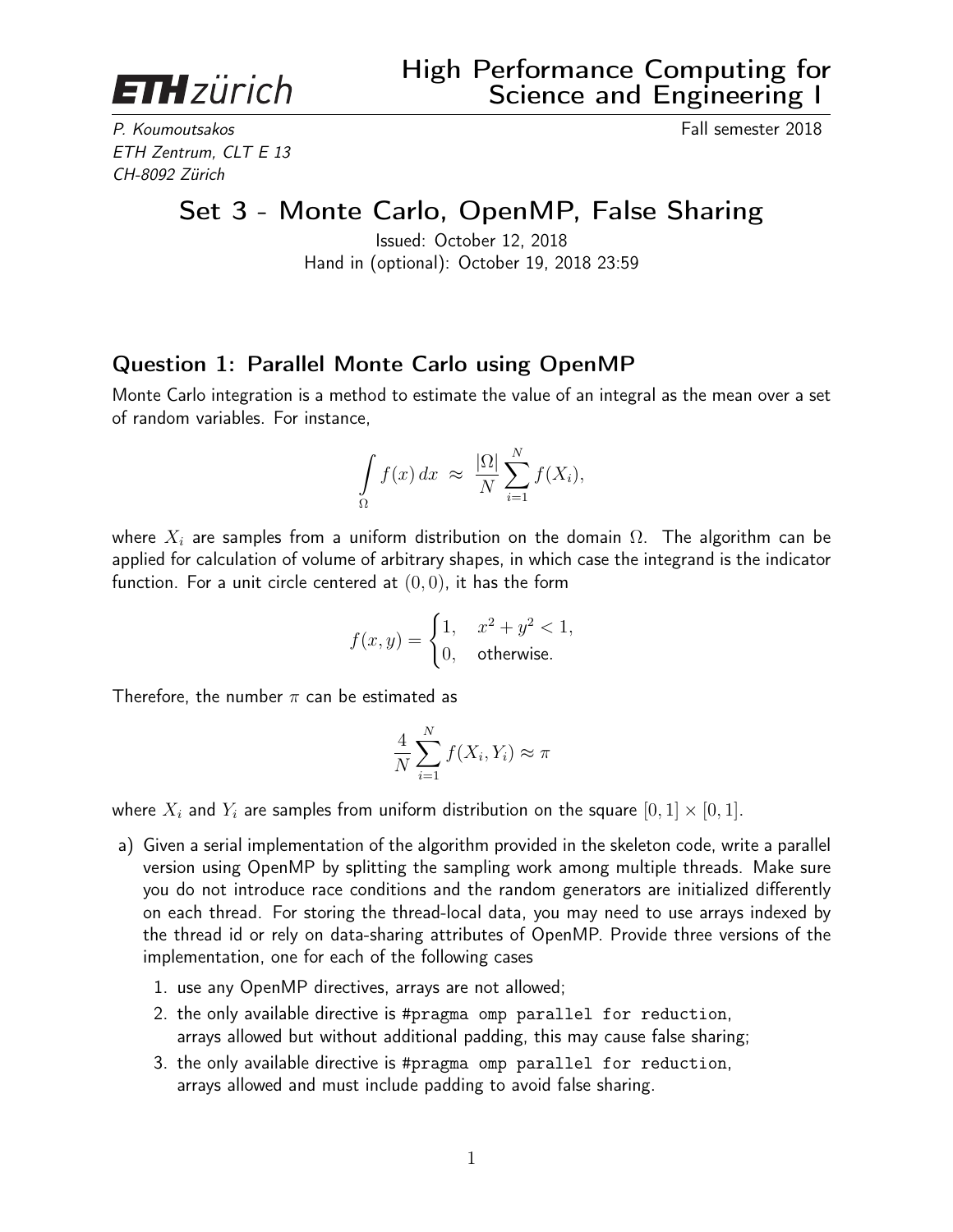ETH zürich

# High Performance Computing for Science and Engineering I

*P. Koumoutsakos*
*ETH Zentrum, CLT E 13*
*CH-8092 Zürich*

Fall semester 2018

## Set 3 - Monte Carlo, OpenMP, False Sharing

Issued: October 12, 2018
Hand in (optional): October 19, 2018 23:59

### Question 1: Parallel Monte Carlo using OpenMP

Monte Carlo integration is a method to estimate the value of an integral as the mean over a set of random variables. For instance,

$$\int_{\Omega} f(x)\,dx \;\approx\; \frac{|\Omega|}{N}\sum_{i=1}^{N} f(X_i),$$

where $X_i$ are samples from a uniform distribution on the domain $\Omega$. The algorithm can be applied for calculation of volume of arbitrary shapes, in which case the integrand is the indicator function. For a unit circle centered at $(0,0)$, it has the form

$$f(x,y) = \begin{cases} 1, & x^2 + y^2 < 1, \\ 0, & \text{otherwise.} \end{cases}$$

Therefore, the number $\pi$ can be estimated as

$$\frac{4}{N}\sum_{i=1}^{N} f(X_i, Y_i) \approx \pi$$

where $X_i$ and $Y_i$ are samples from uniform distribution on the square $[0,1] \times [0,1]$.

a) Given a serial implementation of the algorithm provided in the skeleton code, write a parallel version using OpenMP by splitting the sampling work among multiple threads. Make sure you do not introduce race conditions and the random generators are initialized differently on each thread. For storing the thread-local data, you may need to use arrays indexed by the thread id or rely on data-sharing attributes of OpenMP. Provide three versions of the implementation, one for each of the following cases

   1. use any OpenMP directives, arrays are not allowed;
   2. the only available directive is `#pragma omp parallel for reduction`, arrays allowed but without additional padding, this may cause false sharing;
   3. the only available directive is `#pragma omp parallel for reduction`, arrays allowed and must include padding to avoid false sharing.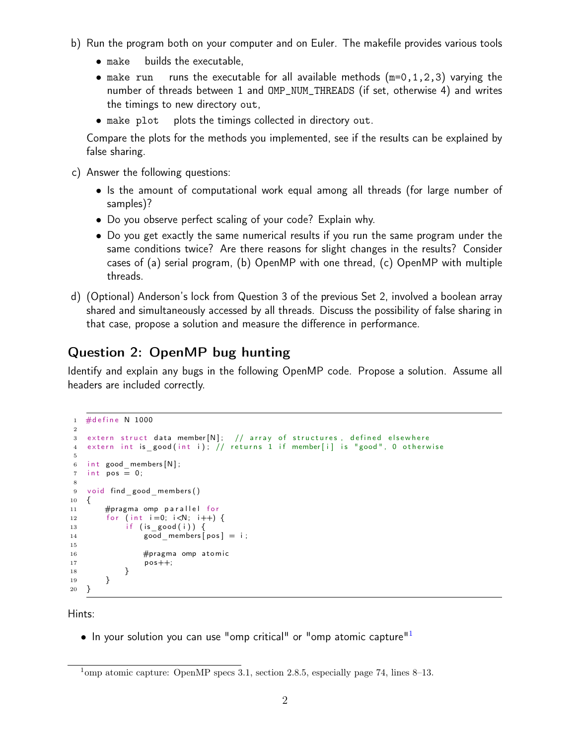b) Run the program both on your computer and on Euler. The makefile provides various tools

   - `make` builds the executable,
   - `make run` runs the executable for all available methods (m=0,1,2,3) varying the number of threads between 1 and OMP_NUM_THREADS (if set, otherwise 4) and writes the timings to new directory `out`,
   - `make plot` plots the timings collected in directory `out`.

   Compare the plots for the methods you implemented, see if the results can be explained by false sharing.

c) Answer the following questions:

   - Is the amount of computational work equal among all threads (for large number of samples)?
   - Do you observe perfect scaling of your code? Explain why.
   - Do you get exactly the same numerical results if you run the same program under the same conditions twice? Are there reasons for slight changes in the results? Consider cases of (a) serial program, (b) OpenMP with one thread, (c) OpenMP with multiple threads.

d) (Optional) Anderson's lock from Question 3 of the previous Set 2, involved a boolean array shared and simultaneously accessed by all threads. Discuss the possibility of false sharing in that case, propose a solution and measure the difference in performance.

## Question 2: OpenMP bug hunting

Identify and explain any bugs in the following OpenMP code. Propose a solution. Assume all headers are included correctly.

```c
#define N 1000

extern struct data member[N];  // array of structures, defined elsewhere
extern int is_good(int i); // returns 1 if member[i] is "good", 0 otherwise

int good_members[N];
int pos = 0;

void find_good_members()
{
    #pragma omp parallel for
    for (int i=0; i<N; i++) {
        if (is_good(i)) {
            good_members[pos] = i;

            #pragma omp atomic
            pos++;
        }
    }
}
```

Hints:

- In your solution you can use "omp critical" or "omp atomic capture"[1]

[1] omp atomic capture: OpenMP specs 3.1, section 2.8.5, especially page 74, lines 8–13.